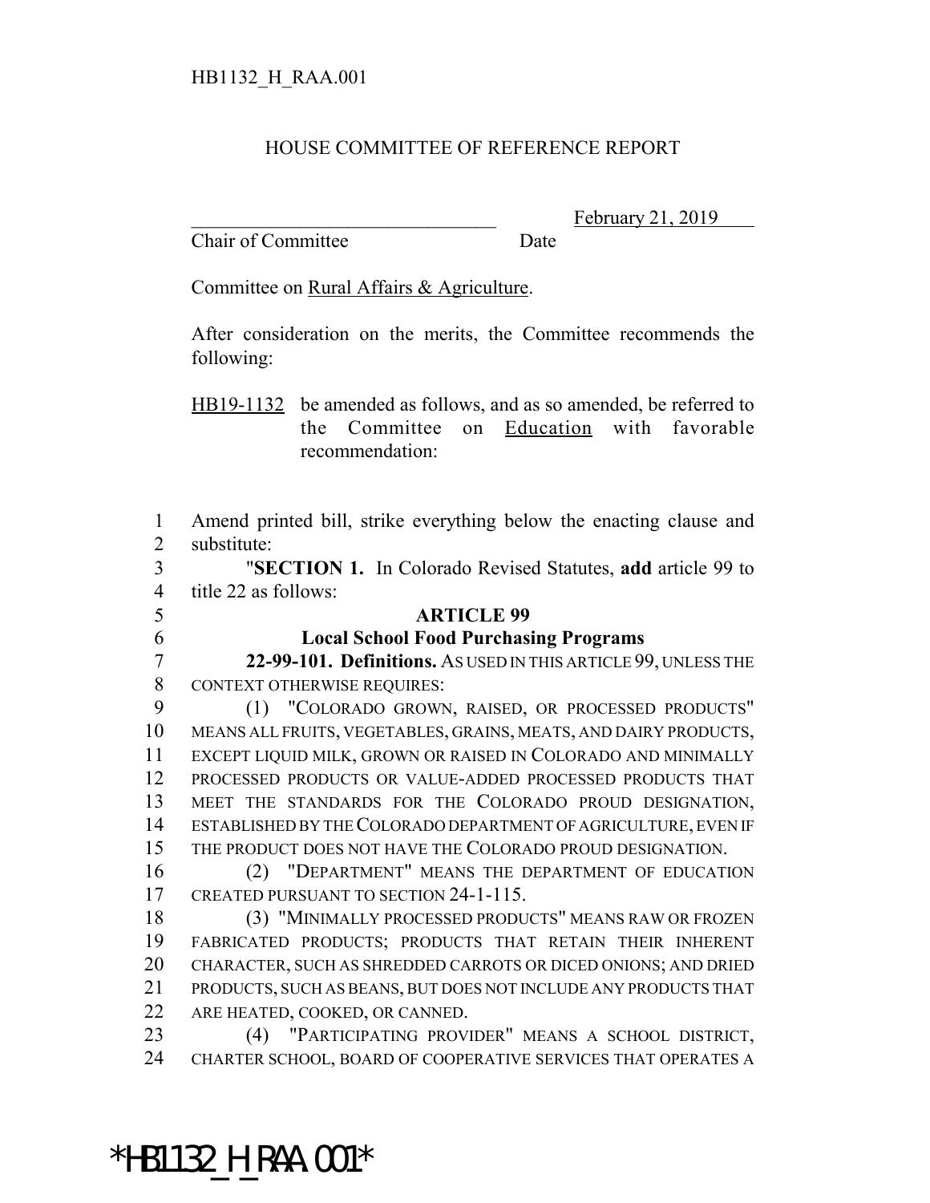HB1132_H_RAA.001

HOUSE COMMITTEE OF REFERENCE REPORT

_______________________________ February 21, 2019
Chair of Committee Date

Committee on Rural Affairs & Agriculture.

After consideration on the merits, the Committee recommends the following:

HB19-1132 be amended as follows, and as so amended, be referred to the Committee on Education with favorable recommendation:

1 Amend printed bill, strike everything below the enacting clause and
2 substitute:
3 "**SECTION 1.** In Colorado Revised Statutes, **add** article 99 to
4 title 22 as follows:
5 **ARTICLE 99**
6 **Local School Food Purchasing Programs**
7 **22-99-101. Definitions.** AS USED IN THIS ARTICLE 99, UNLESS THE
8 CONTEXT OTHERWISE REQUIRES:
9 (1) "COLORADO GROWN, RAISED, OR PROCESSED PRODUCTS"
10 MEANS ALL FRUITS, VEGETABLES, GRAINS, MEATS, AND DAIRY PRODUCTS,
11 EXCEPT LIQUID MILK, GROWN OR RAISED IN COLORADO AND MINIMALLY
12 PROCESSED PRODUCTS OR VALUE-ADDED PROCESSED PRODUCTS THAT
13 MEET THE STANDARDS FOR THE COLORADO PROUD DESIGNATION,
14 ESTABLISHED BY THE COLORADO DEPARTMENT OF AGRICULTURE, EVEN IF
15 THE PRODUCT DOES NOT HAVE THE COLORADO PROUD DESIGNATION.
16 (2) "DEPARTMENT" MEANS THE DEPARTMENT OF EDUCATION
17 CREATED PURSUANT TO SECTION 24-1-115.
18 (3) "MINIMALLY PROCESSED PRODUCTS" MEANS RAW OR FROZEN
19 FABRICATED PRODUCTS; PRODUCTS THAT RETAIN THEIR INHERENT
20 CHARACTER, SUCH AS SHREDDED CARROTS OR DICED ONIONS; AND DRIED
21 PRODUCTS, SUCH AS BEANS, BUT DOES NOT INCLUDE ANY PRODUCTS THAT
22 ARE HEATED, COOKED, OR CANNED.
23 (4) "PARTICIPATING PROVIDER" MEANS A SCHOOL DISTRICT,
24 CHARTER SCHOOL, BOARD OF COOPERATIVE SERVICES THAT OPERATES A

*HB1132_H_RAA.001*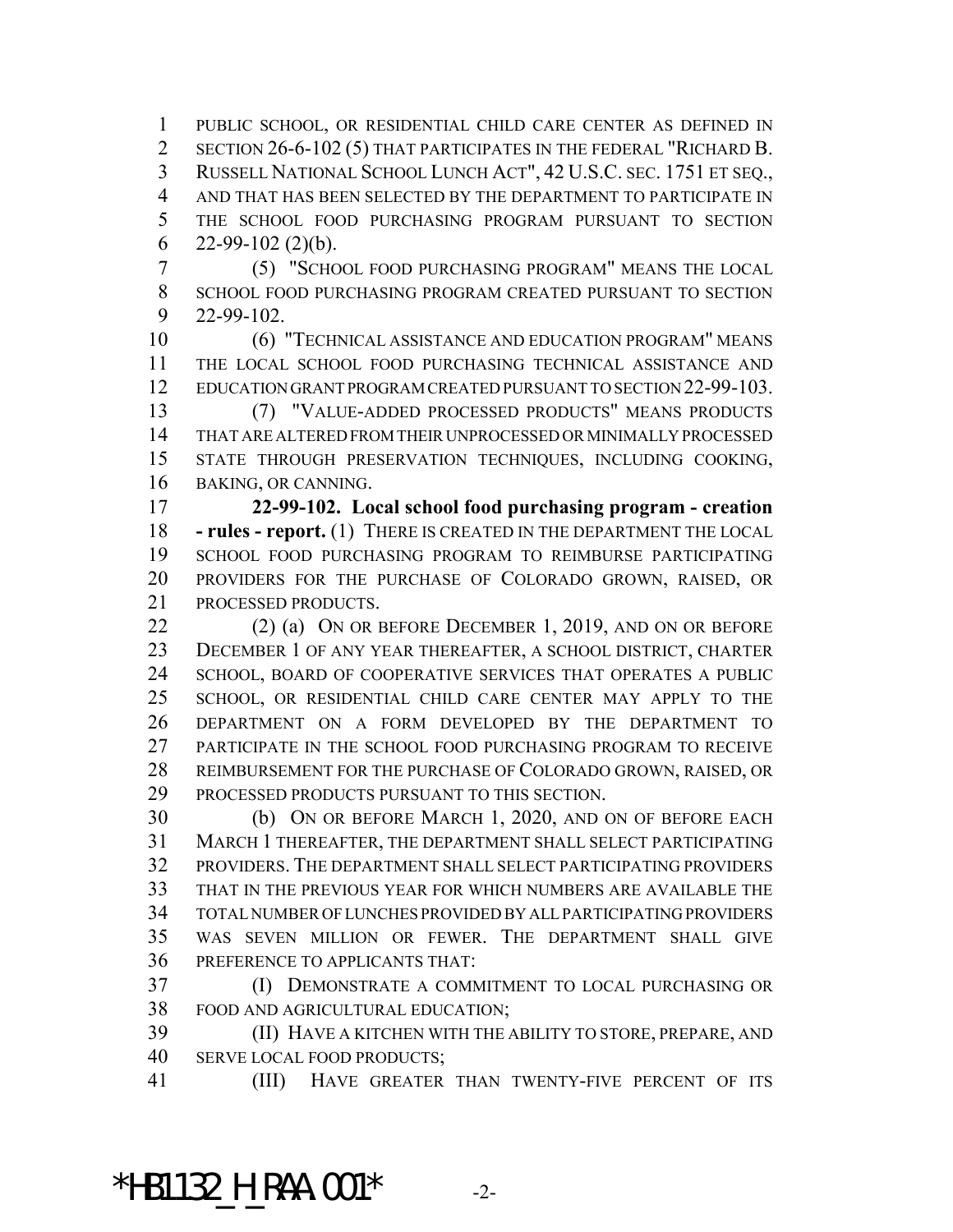PUBLIC SCHOOL, OR RESIDENTIAL CHILD CARE CENTER AS DEFINED IN SECTION 26-6-102 (5) THAT PARTICIPATES IN THE FEDERAL "RICHARD B. RUSSELL NATIONAL SCHOOL LUNCH ACT", 42 U.S.C. SEC. 1751 ET SEQ., AND THAT HAS BEEN SELECTED BY THE DEPARTMENT TO PARTICIPATE IN THE SCHOOL FOOD PURCHASING PROGRAM PURSUANT TO SECTION 22-99-102 (2)(b).

(5) "SCHOOL FOOD PURCHASING PROGRAM" MEANS THE LOCAL SCHOOL FOOD PURCHASING PROGRAM CREATED PURSUANT TO SECTION 22-99-102.

(6) "TECHNICAL ASSISTANCE AND EDUCATION PROGRAM" MEANS THE LOCAL SCHOOL FOOD PURCHASING TECHNICAL ASSISTANCE AND EDUCATION GRANT PROGRAM CREATED PURSUANT TO SECTION 22-99-103.

(7) "VALUE-ADDED PROCESSED PRODUCTS" MEANS PRODUCTS THAT ARE ALTERED FROM THEIR UNPROCESSED OR MINIMALLY PROCESSED STATE THROUGH PRESERVATION TECHNIQUES, INCLUDING COOKING, BAKING, OR CANNING.

**22-99-102. Local school food purchasing program - creation - rules - report.** (1) THERE IS CREATED IN THE DEPARTMENT THE LOCAL SCHOOL FOOD PURCHASING PROGRAM TO REIMBURSE PARTICIPATING PROVIDERS FOR THE PURCHASE OF COLORADO GROWN, RAISED, OR PROCESSED PRODUCTS.

(2) (a) ON OR BEFORE DECEMBER 1, 2019, AND ON OR BEFORE DECEMBER 1 OF ANY YEAR THEREAFTER, A SCHOOL DISTRICT, CHARTER SCHOOL, BOARD OF COOPERATIVE SERVICES THAT OPERATES A PUBLIC SCHOOL, OR RESIDENTIAL CHILD CARE CENTER MAY APPLY TO THE DEPARTMENT ON A FORM DEVELOPED BY THE DEPARTMENT TO PARTICIPATE IN THE SCHOOL FOOD PURCHASING PROGRAM TO RECEIVE REIMBURSEMENT FOR THE PURCHASE OF COLORADO GROWN, RAISED, OR PROCESSED PRODUCTS PURSUANT TO THIS SECTION.

(b) ON OR BEFORE MARCH 1, 2020, AND ON OF BEFORE EACH MARCH 1 THEREAFTER, THE DEPARTMENT SHALL SELECT PARTICIPATING PROVIDERS. THE DEPARTMENT SHALL SELECT PARTICIPATING PROVIDERS THAT IN THE PREVIOUS YEAR FOR WHICH NUMBERS ARE AVAILABLE THE TOTAL NUMBER OF LUNCHES PROVIDED BY ALL PARTICIPATING PROVIDERS WAS SEVEN MILLION OR FEWER. THE DEPARTMENT SHALL GIVE PREFERENCE TO APPLICANTS THAT:

(I) DEMONSTRATE A COMMITMENT TO LOCAL PURCHASING OR FOOD AND AGRICULTURAL EDUCATION;

(II) HAVE A KITCHEN WITH THE ABILITY TO STORE, PREPARE, AND SERVE LOCAL FOOD PRODUCTS;

(III) HAVE GREATER THAN TWENTY-FIVE PERCENT OF ITS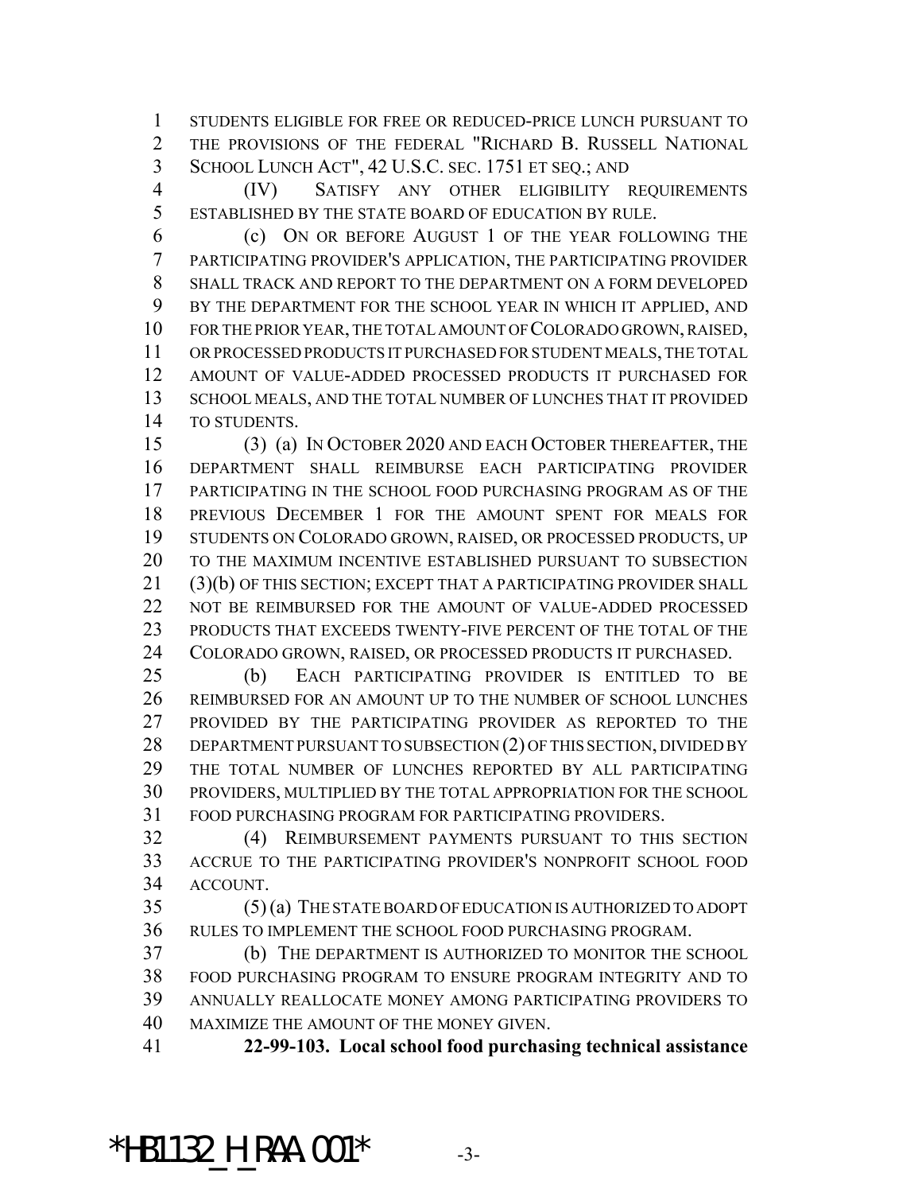STUDENTS ELIGIBLE FOR FREE OR REDUCED-PRICE LUNCH PURSUANT TO THE PROVISIONS OF THE FEDERAL "RICHARD B. RUSSELL NATIONAL SCHOOL LUNCH ACT", 42 U.S.C. SEC. 1751 ET SEQ.; AND

(IV) SATISFY ANY OTHER ELIGIBILITY REQUIREMENTS ESTABLISHED BY THE STATE BOARD OF EDUCATION BY RULE.

(c) ON OR BEFORE AUGUST 1 OF THE YEAR FOLLOWING THE PARTICIPATING PROVIDER'S APPLICATION, THE PARTICIPATING PROVIDER SHALL TRACK AND REPORT TO THE DEPARTMENT ON A FORM DEVELOPED BY THE DEPARTMENT FOR THE SCHOOL YEAR IN WHICH IT APPLIED, AND FOR THE PRIOR YEAR, THE TOTAL AMOUNT OF COLORADO GROWN, RAISED, OR PROCESSED PRODUCTS IT PURCHASED FOR STUDENT MEALS, THE TOTAL AMOUNT OF VALUE-ADDED PROCESSED PRODUCTS IT PURCHASED FOR SCHOOL MEALS, AND THE TOTAL NUMBER OF LUNCHES THAT IT PROVIDED TO STUDENTS.

(3) (a) IN OCTOBER 2020 AND EACH OCTOBER THEREAFTER, THE DEPARTMENT SHALL REIMBURSE EACH PARTICIPATING PROVIDER PARTICIPATING IN THE SCHOOL FOOD PURCHASING PROGRAM AS OF THE PREVIOUS DECEMBER 1 FOR THE AMOUNT SPENT FOR MEALS FOR STUDENTS ON COLORADO GROWN, RAISED, OR PROCESSED PRODUCTS, UP TO THE MAXIMUM INCENTIVE ESTABLISHED PURSUANT TO SUBSECTION (3)(b) OF THIS SECTION; EXCEPT THAT A PARTICIPATING PROVIDER SHALL NOT BE REIMBURSED FOR THE AMOUNT OF VALUE-ADDED PROCESSED PRODUCTS THAT EXCEEDS TWENTY-FIVE PERCENT OF THE TOTAL OF THE COLORADO GROWN, RAISED, OR PROCESSED PRODUCTS IT PURCHASED.

(b) EACH PARTICIPATING PROVIDER IS ENTITLED TO BE REIMBURSED FOR AN AMOUNT UP TO THE NUMBER OF SCHOOL LUNCHES PROVIDED BY THE PARTICIPATING PROVIDER AS REPORTED TO THE DEPARTMENT PURSUANT TO SUBSECTION (2) OF THIS SECTION, DIVIDED BY THE TOTAL NUMBER OF LUNCHES REPORTED BY ALL PARTICIPATING PROVIDERS, MULTIPLIED BY THE TOTAL APPROPRIATION FOR THE SCHOOL FOOD PURCHASING PROGRAM FOR PARTICIPATING PROVIDERS.

(4) REIMBURSEMENT PAYMENTS PURSUANT TO THIS SECTION ACCRUE TO THE PARTICIPATING PROVIDER'S NONPROFIT SCHOOL FOOD ACCOUNT.

(5) (a) THE STATE BOARD OF EDUCATION IS AUTHORIZED TO ADOPT RULES TO IMPLEMENT THE SCHOOL FOOD PURCHASING PROGRAM.

(b) THE DEPARTMENT IS AUTHORIZED TO MONITOR THE SCHOOL FOOD PURCHASING PROGRAM TO ENSURE PROGRAM INTEGRITY AND TO ANNUALLY REALLOCATE MONEY AMONG PARTICIPATING PROVIDERS TO MAXIMIZE THE AMOUNT OF THE MONEY GIVEN.

**22-99-103. Local school food purchasing technical assistance**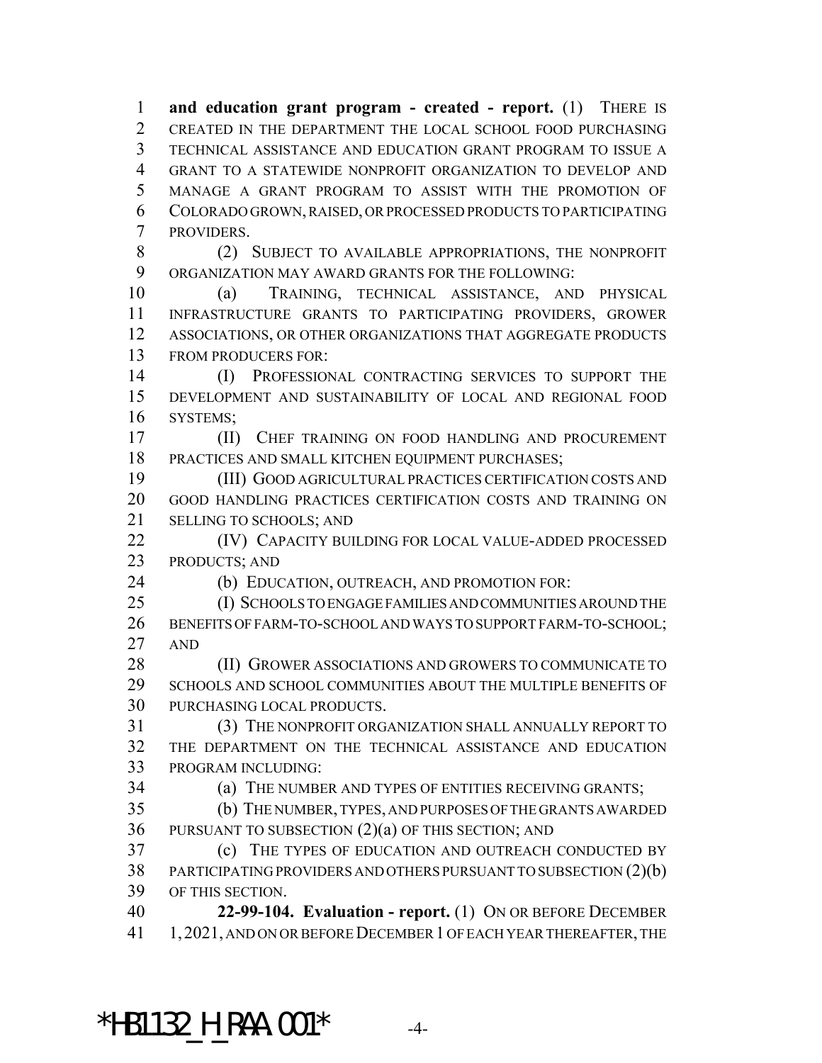**and education grant program - created - report.** (1) THERE IS CREATED IN THE DEPARTMENT THE LOCAL SCHOOL FOOD PURCHASING TECHNICAL ASSISTANCE AND EDUCATION GRANT PROGRAM TO ISSUE A GRANT TO A STATEWIDE NONPROFIT ORGANIZATION TO DEVELOP AND MANAGE A GRANT PROGRAM TO ASSIST WITH THE PROMOTION OF COLORADO GROWN, RAISED, OR PROCESSED PRODUCTS TO PARTICIPATING PROVIDERS.

(2) SUBJECT TO AVAILABLE APPROPRIATIONS, THE NONPROFIT ORGANIZATION MAY AWARD GRANTS FOR THE FOLLOWING:

(a) TRAINING, TECHNICAL ASSISTANCE, AND PHYSICAL INFRASTRUCTURE GRANTS TO PARTICIPATING PROVIDERS, GROWER ASSOCIATIONS, OR OTHER ORGANIZATIONS THAT AGGREGATE PRODUCTS FROM PRODUCERS FOR:

(I) PROFESSIONAL CONTRACTING SERVICES TO SUPPORT THE DEVELOPMENT AND SUSTAINABILITY OF LOCAL AND REGIONAL FOOD SYSTEMS;

(II) CHEF TRAINING ON FOOD HANDLING AND PROCUREMENT PRACTICES AND SMALL KITCHEN EQUIPMENT PURCHASES;

(III) GOOD AGRICULTURAL PRACTICES CERTIFICATION COSTS AND GOOD HANDLING PRACTICES CERTIFICATION COSTS AND TRAINING ON SELLING TO SCHOOLS; AND

(IV) CAPACITY BUILDING FOR LOCAL VALUE-ADDED PROCESSED PRODUCTS; AND

(b) EDUCATION, OUTREACH, AND PROMOTION FOR:

(I) SCHOOLS TO ENGAGE FAMILIES AND COMMUNITIES AROUND THE BENEFITS OF FARM-TO-SCHOOL AND WAYS TO SUPPORT FARM-TO-SCHOOL; AND

(II) GROWER ASSOCIATIONS AND GROWERS TO COMMUNICATE TO SCHOOLS AND SCHOOL COMMUNITIES ABOUT THE MULTIPLE BENEFITS OF PURCHASING LOCAL PRODUCTS.

(3) THE NONPROFIT ORGANIZATION SHALL ANNUALLY REPORT TO THE DEPARTMENT ON THE TECHNICAL ASSISTANCE AND EDUCATION PROGRAM INCLUDING:

(a) THE NUMBER AND TYPES OF ENTITIES RECEIVING GRANTS;

(b) THE NUMBER, TYPES, AND PURPOSES OF THE GRANTS AWARDED PURSUANT TO SUBSECTION (2)(a) OF THIS SECTION; AND

(c) THE TYPES OF EDUCATION AND OUTREACH CONDUCTED BY PARTICIPATING PROVIDERS AND OTHERS PURSUANT TO SUBSECTION (2)(b) OF THIS SECTION.

**22-99-104. Evaluation - report.** (1) ON OR BEFORE DECEMBER 1, 2021, AND ON OR BEFORE DECEMBER 1 OF EACH YEAR THEREAFTER, THE

*HB1132_H_RAA.001*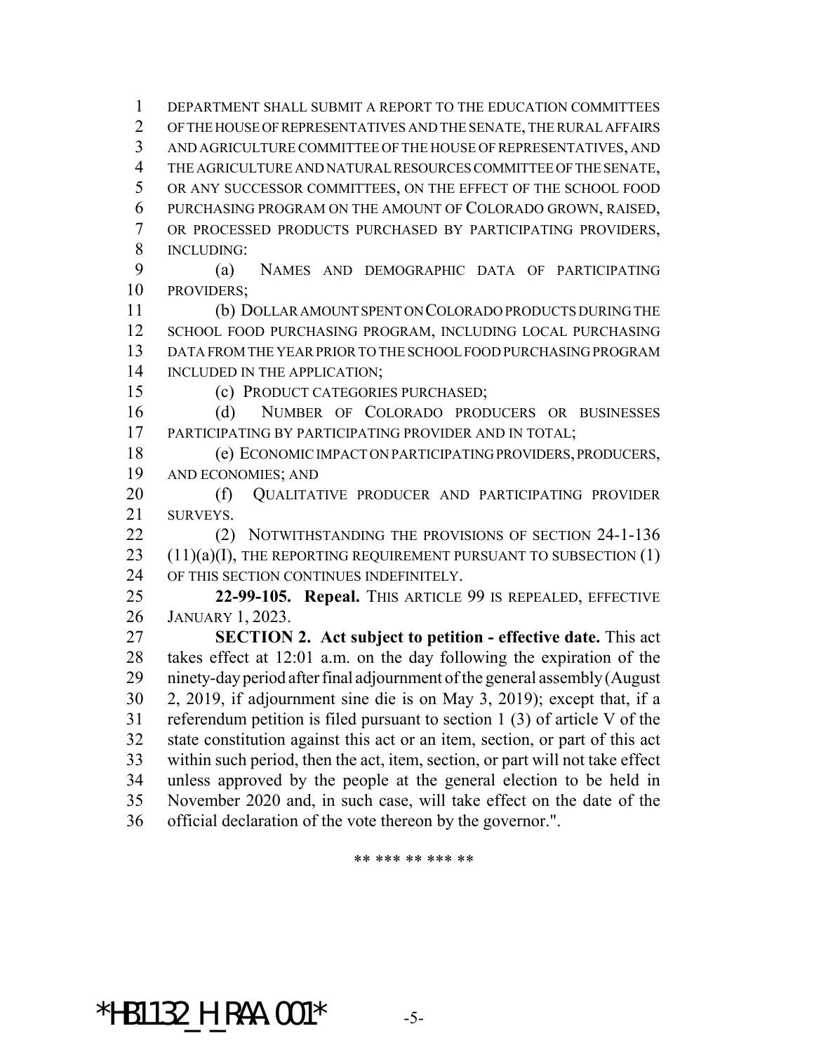DEPARTMENT SHALL SUBMIT A REPORT TO THE EDUCATION COMMITTEES OF THE HOUSE OF REPRESENTATIVES AND THE SENATE, THE RURAL AFFAIRS AND AGRICULTURE COMMITTEE OF THE HOUSE OF REPRESENTATIVES, AND THE AGRICULTURE AND NATURAL RESOURCES COMMITTEE OF THE SENATE, OR ANY SUCCESSOR COMMITTEES, ON THE EFFECT OF THE SCHOOL FOOD PURCHASING PROGRAM ON THE AMOUNT OF COLORADO GROWN, RAISED, OR PROCESSED PRODUCTS PURCHASED BY PARTICIPATING PROVIDERS, INCLUDING:

(a) NAMES AND DEMOGRAPHIC DATA OF PARTICIPATING PROVIDERS;

(b) DOLLAR AMOUNT SPENT ON COLORADO PRODUCTS DURING THE SCHOOL FOOD PURCHASING PROGRAM, INCLUDING LOCAL PURCHASING DATA FROM THE YEAR PRIOR TO THE SCHOOL FOOD PURCHASING PROGRAM INCLUDED IN THE APPLICATION;

(c) PRODUCT CATEGORIES PURCHASED;

(d) NUMBER OF COLORADO PRODUCERS OR BUSINESSES PARTICIPATING BY PARTICIPATING PROVIDER AND IN TOTAL;

(e) ECONOMIC IMPACT ON PARTICIPATING PROVIDERS, PRODUCERS, AND ECONOMIES; AND

(f) QUALITATIVE PRODUCER AND PARTICIPATING PROVIDER SURVEYS.

(2) NOTWITHSTANDING THE PROVISIONS OF SECTION 24-1-136 (11)(a)(I), THE REPORTING REQUIREMENT PURSUANT TO SUBSECTION (1) OF THIS SECTION CONTINUES INDEFINITELY.

**22-99-105. Repeal.** THIS ARTICLE 99 IS REPEALED, EFFECTIVE JANUARY 1, 2023.

**SECTION 2. Act subject to petition - effective date.** This act takes effect at 12:01 a.m. on the day following the expiration of the ninety-day period after final adjournment of the general assembly (August 2, 2019, if adjournment sine die is on May 3, 2019); except that, if a referendum petition is filed pursuant to section 1 (3) of article V of the state constitution against this act or an item, section, or part of this act within such period, then the act, item, section, or part will not take effect unless approved by the people at the general election to be held in November 2020 and, in such case, will take effect on the date of the official declaration of the vote thereon by the governor.".

** *** ** *** **

*HB1132_H_RAA.001*